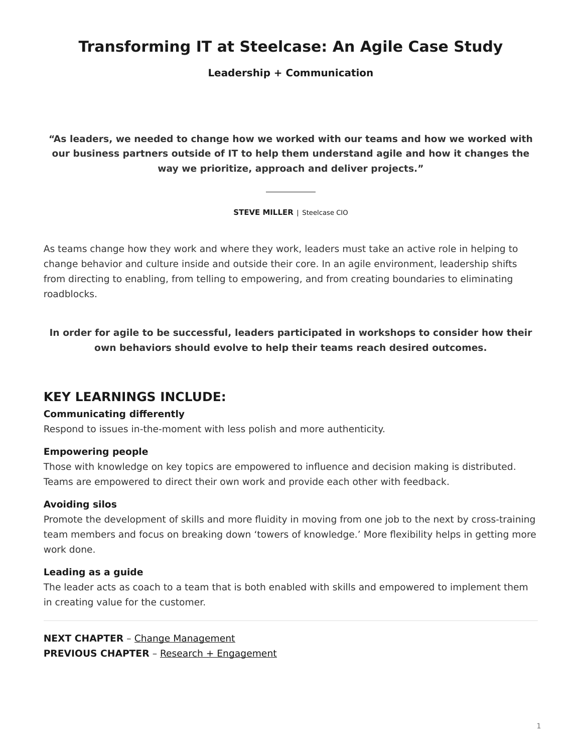# Transforming IT at Steelcase: An Agile Case Study

**Leadership + Communication**

> **"As leaders, we needed to change how we worked with our teams and how we worked with our business partners outside of IT to help them understand agile and how it changes the way we prioritize, approach and deliver projects."**
>
> **STEVE MILLER** | Steelcase CIO

As teams change how they work and where they work, leaders must take an active role in helping to change behavior and culture inside and outside their core. In an agile environment, leadership shifts from directing to enabling, from telling to empowering, and from creating boundaries to eliminating roadblocks.

**In order for agile to be successful, leaders participated in workshops to consider how their own behaviors should evolve to help their teams reach desired outcomes.**

## KEY LEARNINGS INCLUDE:

**Communicating differently**
Respond to issues in-the-moment with less polish and more authenticity.

**Empowering people**
Those with knowledge on key topics are empowered to influence and decision making is distributed. Teams are empowered to direct their own work and provide each other with feedback.

**Avoiding silos**
Promote the development of skills and more fluidity in moving from one job to the next by cross-training team members and focus on breaking down 'towers of knowledge.' More flexibility helps in getting more work done.

**Leading as a guide**
The leader acts as coach to a team that is both enabled with skills and empowered to implement them in creating value for the customer.

---

**NEXT CHAPTER** – Change Management
**PREVIOUS CHAPTER** – Research + Engagement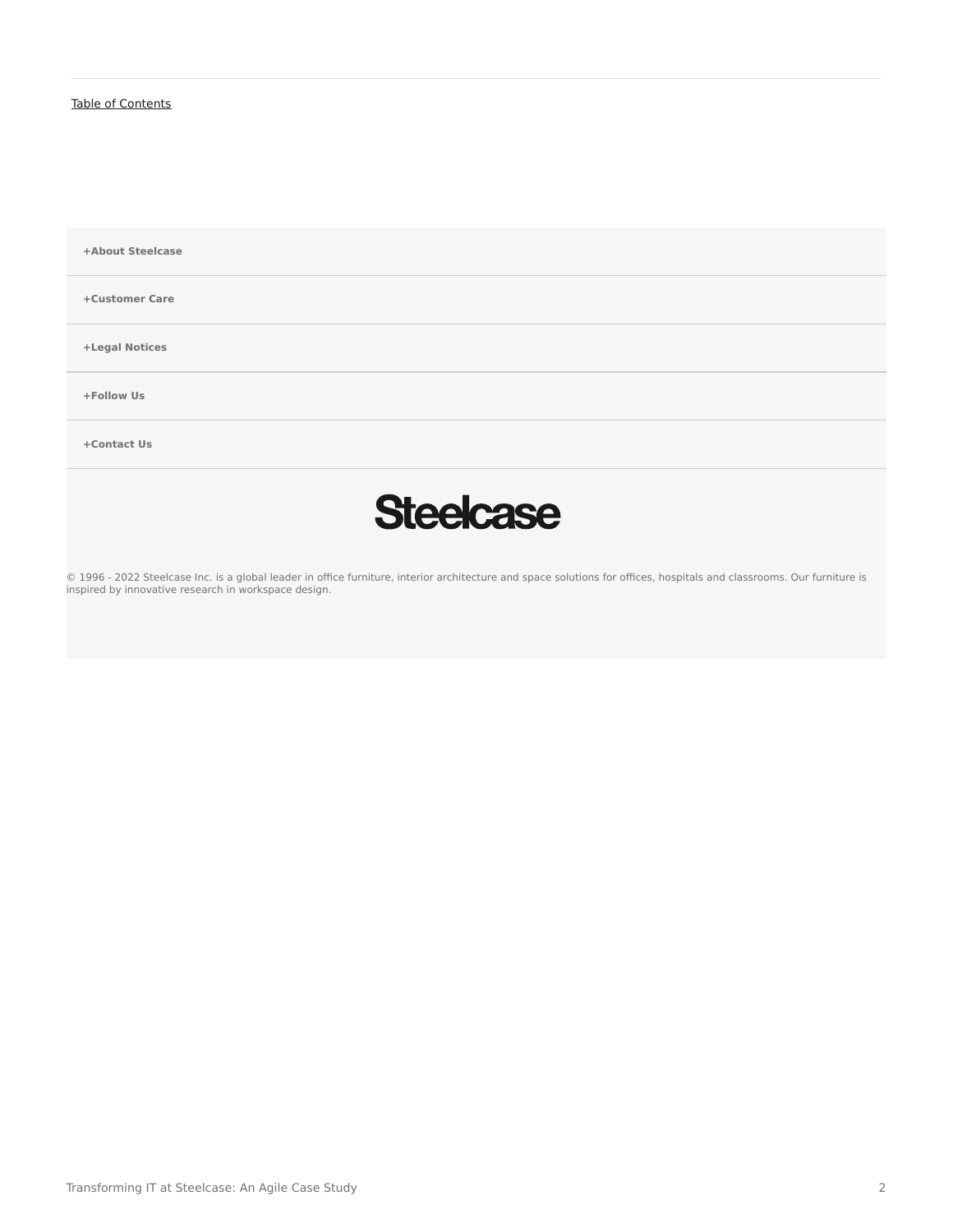Table of Contents

**+About Steelcase**

**+Customer Care**

**+Legal Notices**

**+Follow Us**

**+Contact Us**

Steelcase

© 1996 - 2022 Steelcase Inc. is a global leader in office furniture, interior architecture and space solutions for offices, hospitals and classrooms. Our furniture is inspired by innovative research in workspace design.